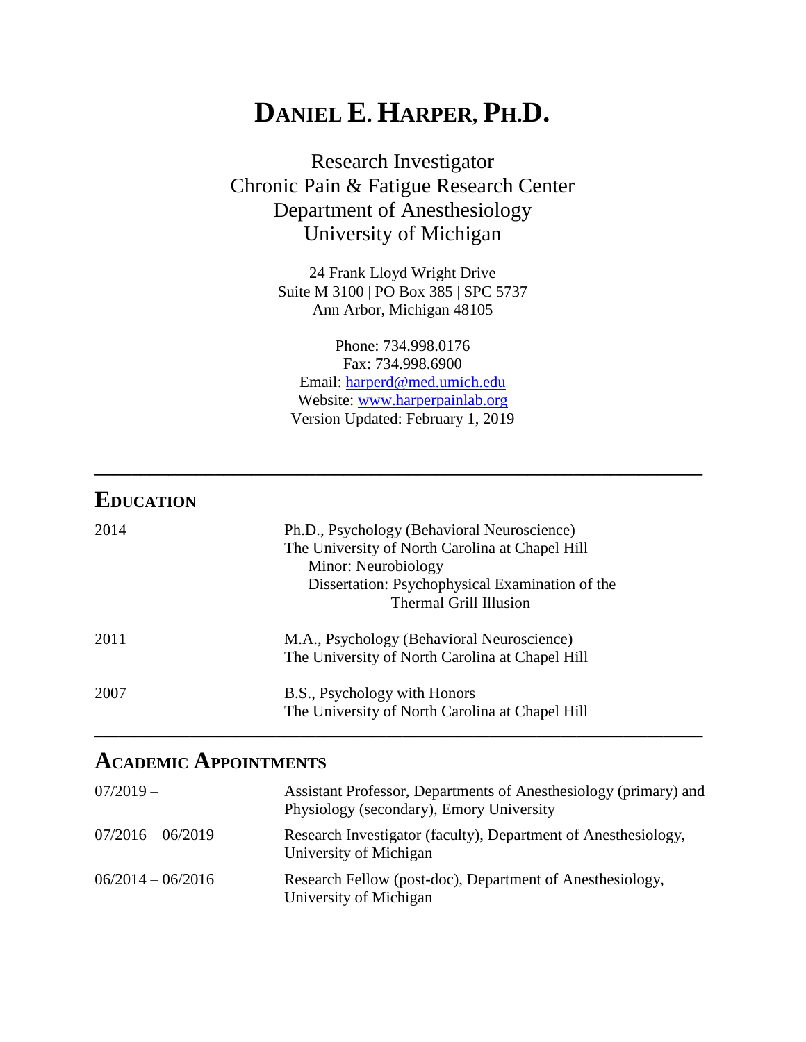# Daniel E. Harper, Ph.D.

Research Investigator
Chronic Pain & Fatigue Research Center
Department of Anesthesiology
University of Michigan

24 Frank Lloyd Wright Drive
Suite M 3100 | PO Box 385 | SPC 5737
Ann Arbor, Michigan 48105

Phone: 734.998.0176
Fax: 734.998.6900
Email: [harperd@med.umich.edu](mailto:harperd@med.umich.edu)
Website: [www.harperpainlab.org](http://www.harperpainlab.org)
Version Updated: February 1, 2019

---

## Education

| | |
|---|---|
| 2014 | Ph.D., Psychology (Behavioral Neuroscience)<br>The University of North Carolina at Chapel Hill<br>Minor: Neurobiology<br>Dissertation: Psychophysical Examination of the Thermal Grill Illusion |
| 2011 | M.A., Psychology (Behavioral Neuroscience)<br>The University of North Carolina at Chapel Hill |
| 2007 | B.S., Psychology with Honors<br>The University of North Carolina at Chapel Hill |

---

## Academic Appointments

| | |
|---|---|
| 07/2019 – | Assistant Professor, Departments of Anesthesiology (primary) and Physiology (secondary), Emory University |
| 07/2016 – 06/2019 | Research Investigator (faculty), Department of Anesthesiology, University of Michigan |
| 06/2014 – 06/2016 | Research Fellow (post-doc), Department of Anesthesiology, University of Michigan |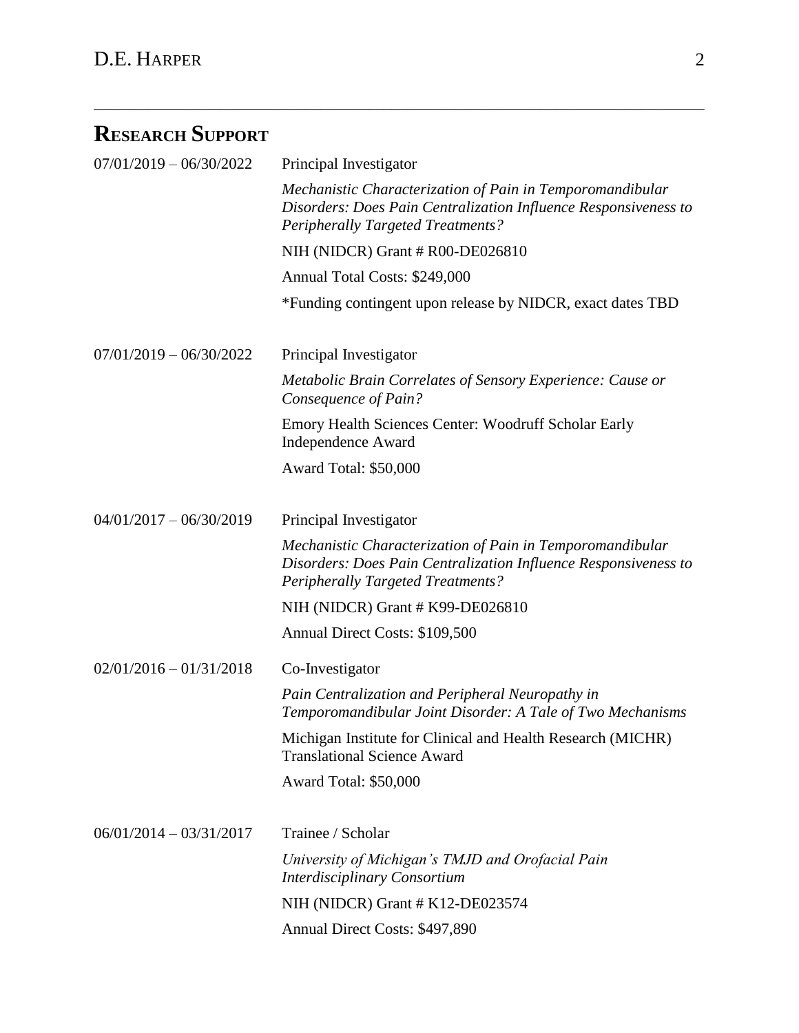## Research Support

**07/01/2019 – 06/30/2022**
Principal Investigator
*Mechanistic Characterization of Pain in Temporomandibular Disorders: Does Pain Centralization Influence Responsiveness to Peripherally Targeted Treatments?*
NIH (NIDCR) Grant # R00-DE026810
Annual Total Costs: $249,000
*Funding contingent upon release by NIDCR, exact dates TBD

**07/01/2019 – 06/30/2022**
Principal Investigator
*Metabolic Brain Correlates of Sensory Experience: Cause or Consequence of Pain?*
Emory Health Sciences Center: Woodruff Scholar Early Independence Award
Award Total: $50,000

**04/01/2017 – 06/30/2019**
Principal Investigator
*Mechanistic Characterization of Pain in Temporomandibular Disorders: Does Pain Centralization Influence Responsiveness to Peripherally Targeted Treatments?*
NIH (NIDCR) Grant # K99-DE026810
Annual Direct Costs: $109,500

**02/01/2016 – 01/31/2018**
Co-Investigator
*Pain Centralization and Peripheral Neuropathy in Temporomandibular Joint Disorder: A Tale of Two Mechanisms*
Michigan Institute for Clinical and Health Research (MICHR) Translational Science Award
Award Total: $50,000

**06/01/2014 – 03/31/2017**
Trainee / Scholar
*University of Michigan's TMJD and Orofacial Pain Interdisciplinary Consortium*
NIH (NIDCR) Grant # K12-DE023574
Annual Direct Costs: $497,890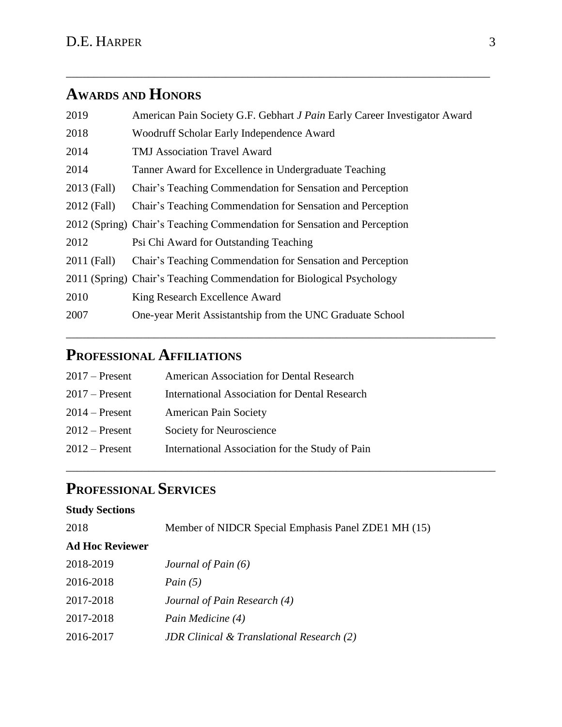## Awards and Honors

| | |
|---|---|
| 2019 | American Pain Society G.F. Gebhart *J Pain* Early Career Investigator Award |
| 2018 | Woodruff Scholar Early Independence Award |
| 2014 | TMJ Association Travel Award |
| 2014 | Tanner Award for Excellence in Undergraduate Teaching |
| 2013 (Fall) | Chair's Teaching Commendation for Sensation and Perception |
| 2012 (Fall) | Chair's Teaching Commendation for Sensation and Perception |
| 2012 (Spring) | Chair's Teaching Commendation for Sensation and Perception |
| 2012 | Psi Chi Award for Outstanding Teaching |
| 2011 (Fall) | Chair's Teaching Commendation for Sensation and Perception |
| 2011 (Spring) | Chair's Teaching Commendation for Biological Psychology |
| 2010 | King Research Excellence Award |
| 2007 | One-year Merit Assistantship from the UNC Graduate School |

## Professional Affiliations

| | |
|---|---|
| 2017 – Present | American Association for Dental Research |
| 2017 – Present | International Association for Dental Research |
| 2014 – Present | American Pain Society |
| 2012 – Present | Society for Neuroscience |
| 2012 – Present | International Association for the Study of Pain |

## Professional Services

**Study Sections**

| | |
|---|---|
| 2018 | Member of NIDCR Special Emphasis Panel ZDE1 MH (15) |

**Ad Hoc Reviewer**

| | |
|---|---|
| 2018-2019 | *Journal of Pain (6)* |
| 2016-2018 | *Pain (5)* |
| 2017-2018 | *Journal of Pain Research (4)* |
| 2017-2018 | *Pain Medicine (4)* |
| 2016-2017 | *JDR Clinical & Translational Research (2)* |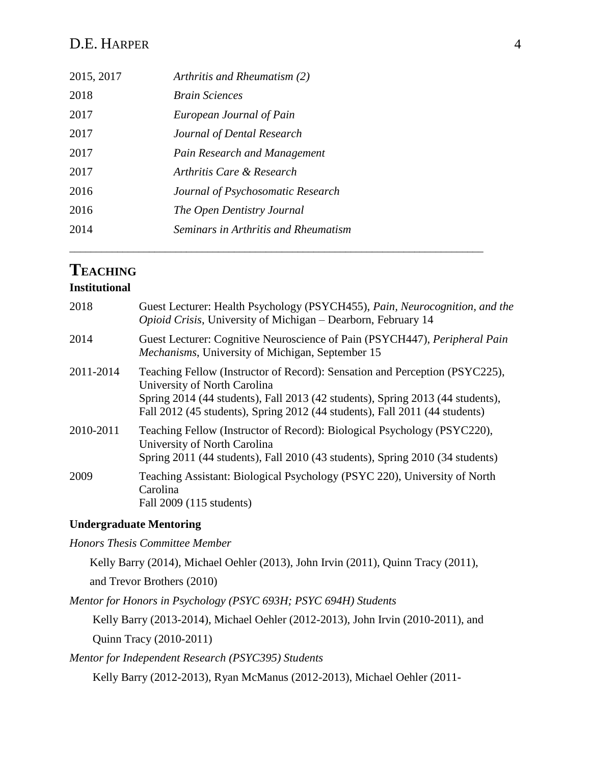| | |
|---|---|
| 2015, 2017 | *Arthritis and Rheumatism (2)* |
| 2018 | *Brain Sciences* |
| 2017 | *European Journal of Pain* |
| 2017 | *Journal of Dental Research* |
| 2017 | *Pain Research and Management* |
| 2017 | *Arthritis Care & Research* |
| 2016 | *Journal of Psychosomatic Research* |
| 2016 | *The Open Dentistry Journal* |
| 2014 | *Seminars in Arthritis and Rheumatism* |

---

# TEACHING

### Institutional

| | |
|---|---|
| 2018 | Guest Lecturer: Health Psychology (PSYCH455), *Pain, Neurocognition, and the Opioid Crisis*, University of Michigan – Dearborn, February 14 |
| 2014 | Guest Lecturer: Cognitive Neuroscience of Pain (PSYCH447), *Peripheral Pain Mechanisms*, University of Michigan, September 15 |
| 2011-2014 | Teaching Fellow (Instructor of Record): Sensation and Perception (PSYC225), University of North Carolina<br>Spring 2014 (44 students), Fall 2013 (42 students), Spring 2013 (44 students), Fall 2012 (45 students), Spring 2012 (44 students), Fall 2011 (44 students) |
| 2010-2011 | Teaching Fellow (Instructor of Record): Biological Psychology (PSYC220), University of North Carolina<br>Spring 2011 (44 students), Fall 2010 (43 students), Spring 2010 (34 students) |
| 2009 | Teaching Assistant: Biological Psychology (PSYC 220), University of North Carolina<br>Fall 2009 (115 students) |

### Undergraduate Mentoring

*Honors Thesis Committee Member*

Kelly Barry (2014), Michael Oehler (2013), John Irvin (2011), Quinn Tracy (2011), and Trevor Brothers (2010)

*Mentor for Honors in Psychology (PSYC 693H; PSYC 694H) Students*

Kelly Barry (2013-2014), Michael Oehler (2012-2013), John Irvin (2010-2011), and Quinn Tracy (2010-2011)

*Mentor for Independent Research (PSYC395) Students*

Kelly Barry (2012-2013), Ryan McManus (2012-2013), Michael Oehler (2011-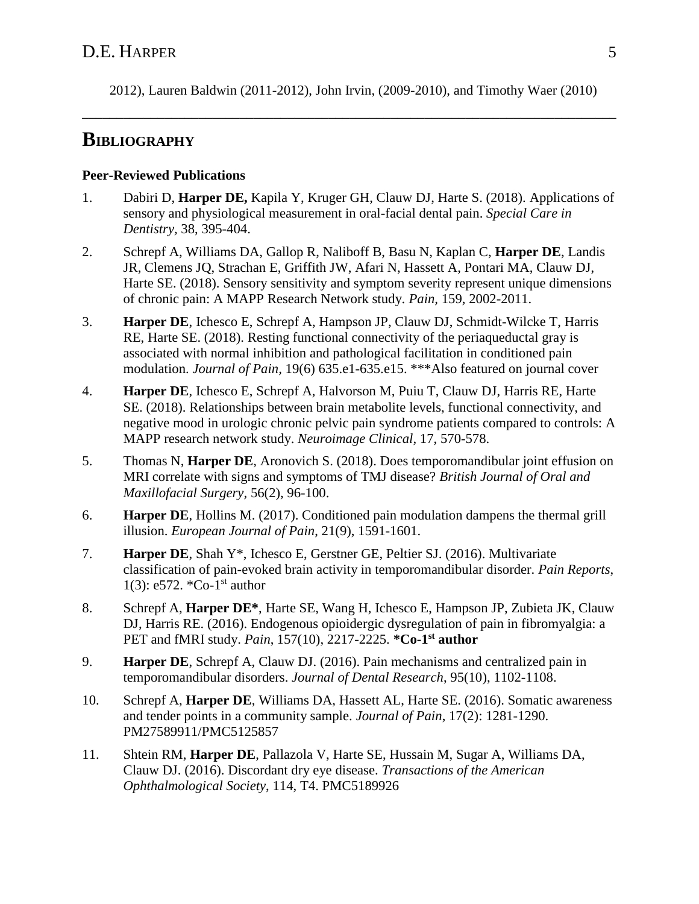2012), Lauren Baldwin (2011-2012), John Irvin, (2009-2010), and Timothy Waer (2010)

---

## BIBLIOGRAPHY

### Peer-Reviewed Publications

1. Dabiri D, **Harper DE,** Kapila Y, Kruger GH, Clauw DJ, Harte S. (2018). Applications of sensory and physiological measurement in oral-facial dental pain. *Special Care in Dentistry,* 38, 395-404.

2. Schrepf A, Williams DA, Gallop R, Naliboff B, Basu N, Kaplan C, **Harper DE**, Landis JR, Clemens JQ, Strachan E, Griffith JW, Afari N, Hassett A, Pontari MA, Clauw DJ, Harte SE. (2018). Sensory sensitivity and symptom severity represent unique dimensions of chronic pain: A MAPP Research Network study. *Pain,* 159, 2002-2011.

3. **Harper DE**, Ichesco E, Schrepf A, Hampson JP, Clauw DJ, Schmidt-Wilcke T, Harris RE, Harte SE. (2018). Resting functional connectivity of the periaqueductal gray is associated with normal inhibition and pathological facilitation in conditioned pain modulation. *Journal of Pain,* 19(6) 635.e1-635.e15. ***Also featured on journal cover

4. **Harper DE**, Ichesco E, Schrepf A, Halvorson M, Puiu T, Clauw DJ, Harris RE, Harte SE. (2018). Relationships between brain metabolite levels, functional connectivity, and negative mood in urologic chronic pelvic pain syndrome patients compared to controls: A MAPP research network study. *Neuroimage Clinical*, 17, 570-578.

5. Thomas N, **Harper DE**, Aronovich S. (2018). Does temporomandibular joint effusion on MRI correlate with signs and symptoms of TMJ disease? *British Journal of Oral and Maxillofacial Surgery*, 56(2), 96-100.

6. **Harper DE**, Hollins M. (2017). Conditioned pain modulation dampens the thermal grill illusion. *European Journal of Pain*, 21(9), 1591-1601.

7. **Harper DE**, Shah Y*, Ichesco E, Gerstner GE, Peltier SJ. (2016). Multivariate classification of pain-evoked brain activity in temporomandibular disorder. *Pain Reports*, 1(3): e572. *Co-1st author

8. Schrepf A, **Harper DE***, Harte SE, Wang H, Ichesco E, Hampson JP, Zubieta JK, Clauw DJ, Harris RE. (2016). Endogenous opioidergic dysregulation of pain in fibromyalgia: a PET and fMRI study. *Pain*, 157(10), 2217-2225. **\*Co-1st author**

9. **Harper DE**, Schrepf A, Clauw DJ. (2016). Pain mechanisms and centralized pain in temporomandibular disorders. *Journal of Dental Research*, 95(10), 1102-1108.

10. Schrepf A, **Harper DE**, Williams DA, Hassett AL, Harte SE. (2016). Somatic awareness and tender points in a community sample. *Journal of Pain*, 17(2): 1281-1290. PM27589911/PMC5125857

11. Shtein RM, **Harper DE**, Pallazola V, Harte SE, Hussain M, Sugar A, Williams DA, Clauw DJ. (2016). Discordant dry eye disease. *Transactions of the American Ophthalmological Society*, 114, T4. PMC5189926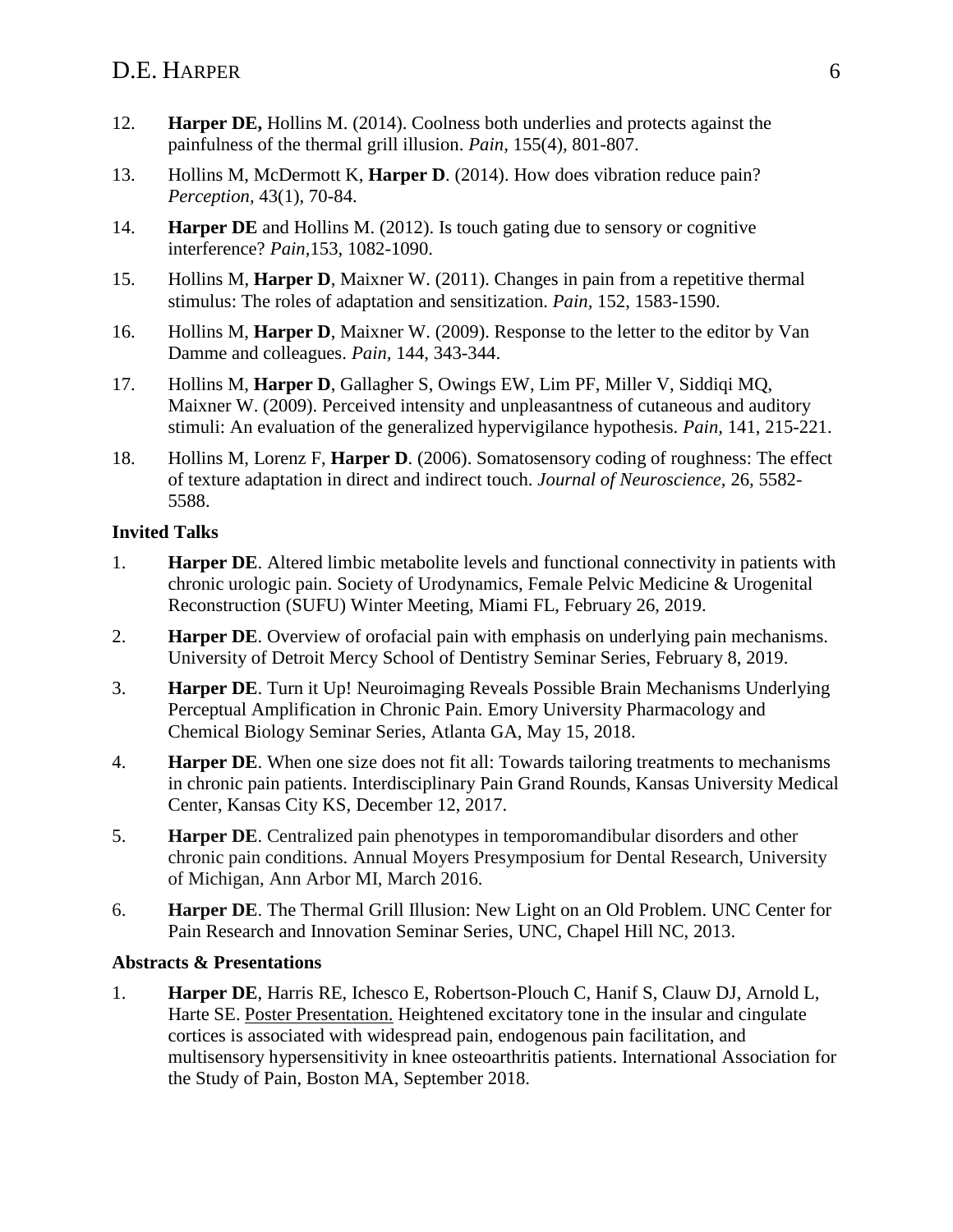12. **Harper DE,** Hollins M. (2014). Coolness both underlies and protects against the painfulness of the thermal grill illusion. *Pain*, 155(4), 801-807.

13. Hollins M, McDermott K, **Harper D**. (2014). How does vibration reduce pain? *Perception*, 43(1), 70-84.

14. **Harper DE** and Hollins M. (2012). Is touch gating due to sensory or cognitive interference? *Pain*,153, 1082-1090.

15. Hollins M, **Harper D**, Maixner W. (2011). Changes in pain from a repetitive thermal stimulus: The roles of adaptation and sensitization. *Pain*, 152, 1583-1590.

16. Hollins M, **Harper D**, Maixner W. (2009). Response to the letter to the editor by Van Damme and colleagues. *Pain*, 144, 343-344.

17. Hollins M, **Harper D**, Gallagher S, Owings EW, Lim PF, Miller V, Siddiqi MQ, Maixner W. (2009). Perceived intensity and unpleasantness of cutaneous and auditory stimuli: An evaluation of the generalized hypervigilance hypothesis. *Pain*, 141, 215-221.

18. Hollins M, Lorenz F, **Harper D**. (2006). Somatosensory coding of roughness: The effect of texture adaptation in direct and indirect touch. *Journal of Neuroscience*, 26, 5582-5588.

**Invited Talks**

1. **Harper DE**. Altered limbic metabolite levels and functional connectivity in patients with chronic urologic pain. Society of Urodynamics, Female Pelvic Medicine & Urogenital Reconstruction (SUFU) Winter Meeting, Miami FL, February 26, 2019.

2. **Harper DE**. Overview of orofacial pain with emphasis on underlying pain mechanisms. University of Detroit Mercy School of Dentistry Seminar Series, February 8, 2019.

3. **Harper DE**. Turn it Up! Neuroimaging Reveals Possible Brain Mechanisms Underlying Perceptual Amplification in Chronic Pain. Emory University Pharmacology and Chemical Biology Seminar Series, Atlanta GA, May 15, 2018.

4. **Harper DE**. When one size does not fit all: Towards tailoring treatments to mechanisms in chronic pain patients. Interdisciplinary Pain Grand Rounds, Kansas University Medical Center, Kansas City KS, December 12, 2017.

5. **Harper DE**. Centralized pain phenotypes in temporomandibular disorders and other chronic pain conditions. Annual Moyers Presymposium for Dental Research, University of Michigan, Ann Arbor MI, March 2016.

6. **Harper DE**. The Thermal Grill Illusion: New Light on an Old Problem. UNC Center for Pain Research and Innovation Seminar Series, UNC, Chapel Hill NC, 2013.

**Abstracts & Presentations**

1. **Harper DE**, Harris RE, Ichesco E, Robertson-Plouch C, Hanif S, Clauw DJ, Arnold L, Harte SE. Poster Presentation. Heightened excitatory tone in the insular and cingulate cortices is associated with widespread pain, endogenous pain facilitation, and multisensory hypersensitivity in knee osteoarthritis patients. International Association for the Study of Pain, Boston MA, September 2018.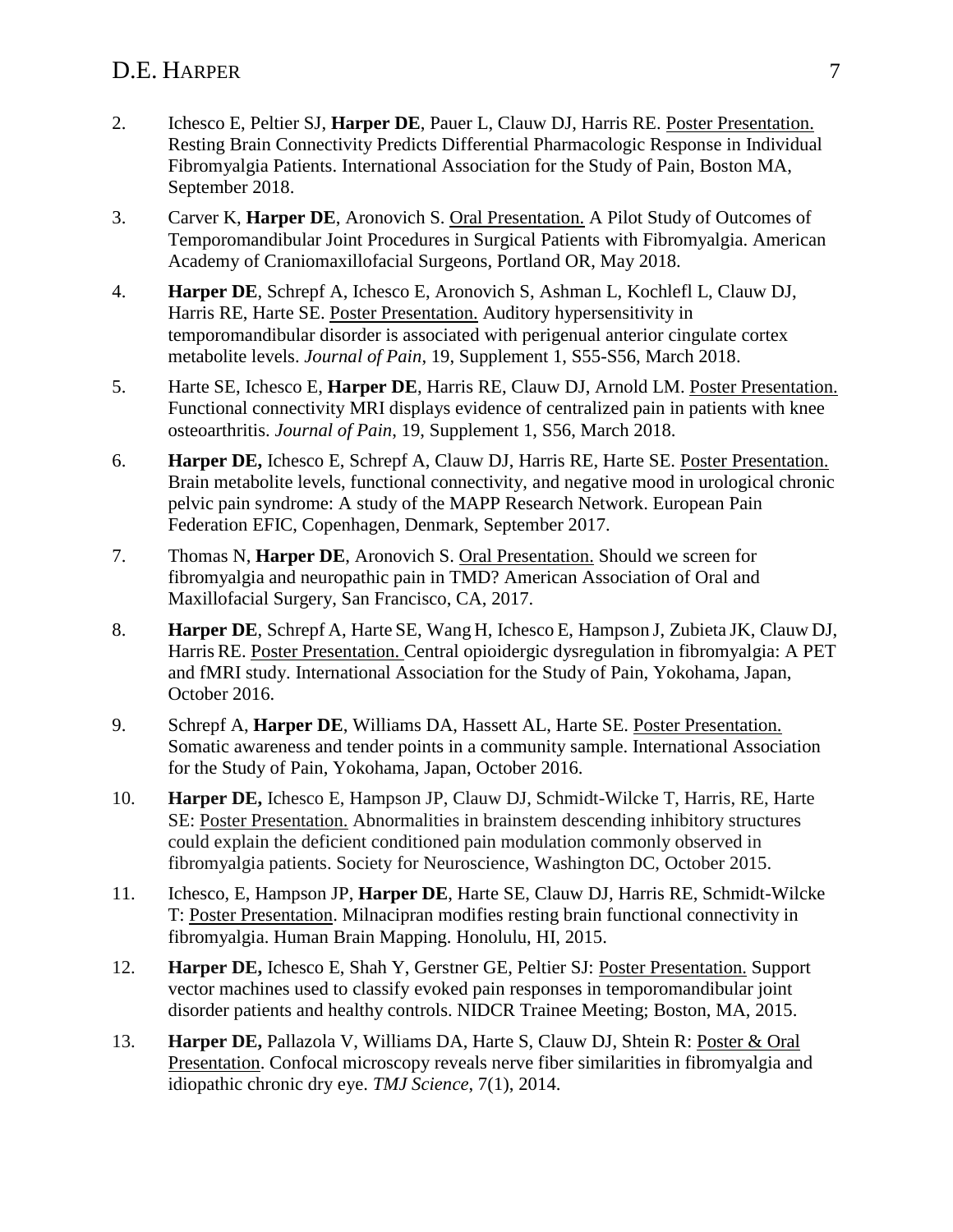2. Ichesco E, Peltier SJ, **Harper DE**, Pauer L, Clauw DJ, Harris RE. Poster Presentation. Resting Brain Connectivity Predicts Differential Pharmacologic Response in Individual Fibromyalgia Patients. International Association for the Study of Pain, Boston MA, September 2018.

3. Carver K, **Harper DE**, Aronovich S. Oral Presentation. A Pilot Study of Outcomes of Temporomandibular Joint Procedures in Surgical Patients with Fibromyalgia. American Academy of Craniomaxillofacial Surgeons, Portland OR, May 2018.

4. **Harper DE**, Schrepf A, Ichesco E, Aronovich S, Ashman L, Kochlefl L, Clauw DJ, Harris RE, Harte SE. Poster Presentation. Auditory hypersensitivity in temporomandibular disorder is associated with perigenual anterior cingulate cortex metabolite levels. *Journal of Pain*, 19, Supplement 1, S55-S56, March 2018.

5. Harte SE, Ichesco E, **Harper DE**, Harris RE, Clauw DJ, Arnold LM. Poster Presentation. Functional connectivity MRI displays evidence of centralized pain in patients with knee osteoarthritis. *Journal of Pain*, 19, Supplement 1, S56, March 2018.

6. **Harper DE,** Ichesco E, Schrepf A, Clauw DJ, Harris RE, Harte SE. Poster Presentation. Brain metabolite levels, functional connectivity, and negative mood in urological chronic pelvic pain syndrome: A study of the MAPP Research Network. European Pain Federation EFIC, Copenhagen, Denmark, September 2017.

7. Thomas N, **Harper DE**, Aronovich S. Oral Presentation. Should we screen for fibromyalgia and neuropathic pain in TMD? American Association of Oral and Maxillofacial Surgery, San Francisco, CA, 2017.

8. **Harper DE**, Schrepf A, Harte SE, Wang H, Ichesco E, Hampson J, Zubieta JK, Clauw DJ, Harris RE. Poster Presentation. Central opioidergic dysregulation in fibromyalgia: A PET and fMRI study. International Association for the Study of Pain, Yokohama, Japan, October 2016.

9. Schrepf A, **Harper DE**, Williams DA, Hassett AL, Harte SE. Poster Presentation. Somatic awareness and tender points in a community sample. International Association for the Study of Pain, Yokohama, Japan, October 2016.

10. **Harper DE,** Ichesco E, Hampson JP, Clauw DJ, Schmidt-Wilcke T, Harris, RE, Harte SE: Poster Presentation. Abnormalities in brainstem descending inhibitory structures could explain the deficient conditioned pain modulation commonly observed in fibromyalgia patients. Society for Neuroscience, Washington DC, October 2015.

11. Ichesco, E, Hampson JP, **Harper DE**, Harte SE, Clauw DJ, Harris RE, Schmidt-Wilcke T: Poster Presentation. Milnacipran modifies resting brain functional connectivity in fibromyalgia. Human Brain Mapping. Honolulu, HI, 2015.

12. **Harper DE,** Ichesco E, Shah Y, Gerstner GE, Peltier SJ: Poster Presentation. Support vector machines used to classify evoked pain responses in temporomandibular joint disorder patients and healthy controls. NIDCR Trainee Meeting; Boston, MA, 2015.

13. **Harper DE,** Pallazola V, Williams DA, Harte S, Clauw DJ, Shtein R: Poster & Oral Presentation. Confocal microscopy reveals nerve fiber similarities in fibromyalgia and idiopathic chronic dry eye. *TMJ Science*, 7(1), 2014.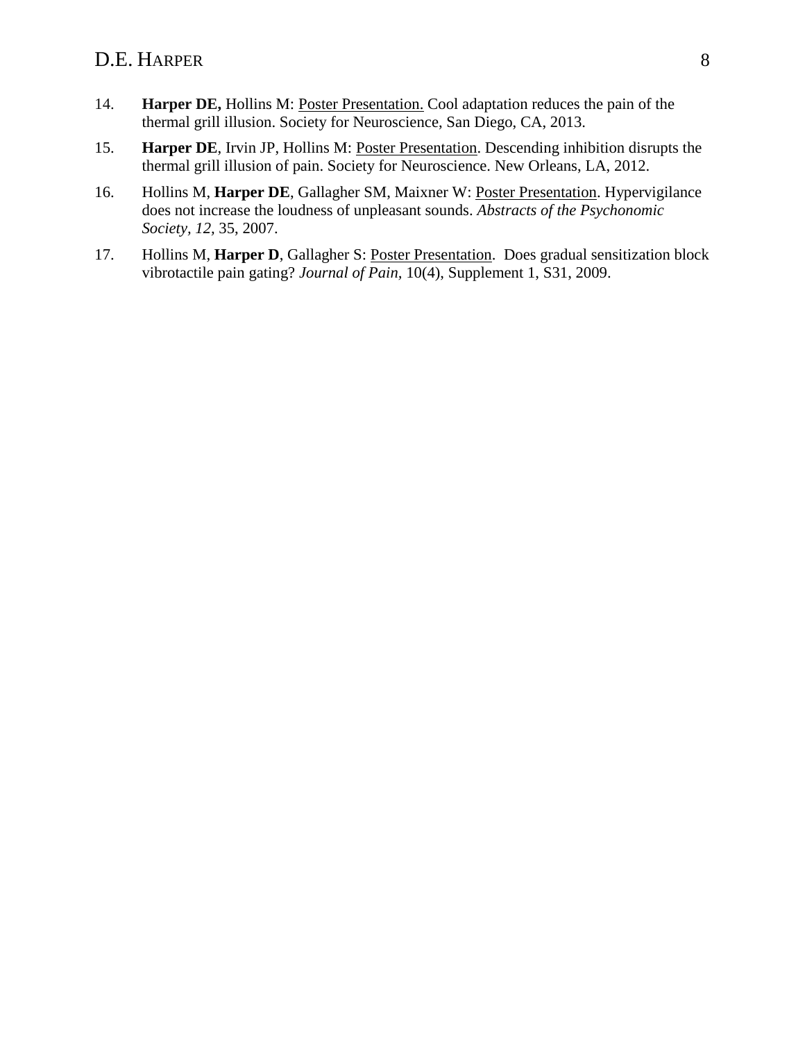14. **Harper DE,** Hollins M: <u>Poster Presentation.</u> Cool adaptation reduces the pain of the thermal grill illusion. Society for Neuroscience, San Diego, CA, 2013.

15. **Harper DE**, Irvin JP, Hollins M: <u>Poster Presentation</u>. Descending inhibition disrupts the thermal grill illusion of pain. Society for Neuroscience. New Orleans, LA, 2012.

16. Hollins M, **Harper DE**, Gallagher SM, Maixner W: <u>Poster Presentation</u>. Hypervigilance does not increase the loudness of unpleasant sounds. *Abstracts of the Psychonomic Society, 12,* 35, 2007.

17. Hollins M, **Harper D**, Gallagher S: <u>Poster Presentation</u>. Does gradual sensitization block vibrotactile pain gating? *Journal of Pain,* 10(4), Supplement 1, S31, 2009.